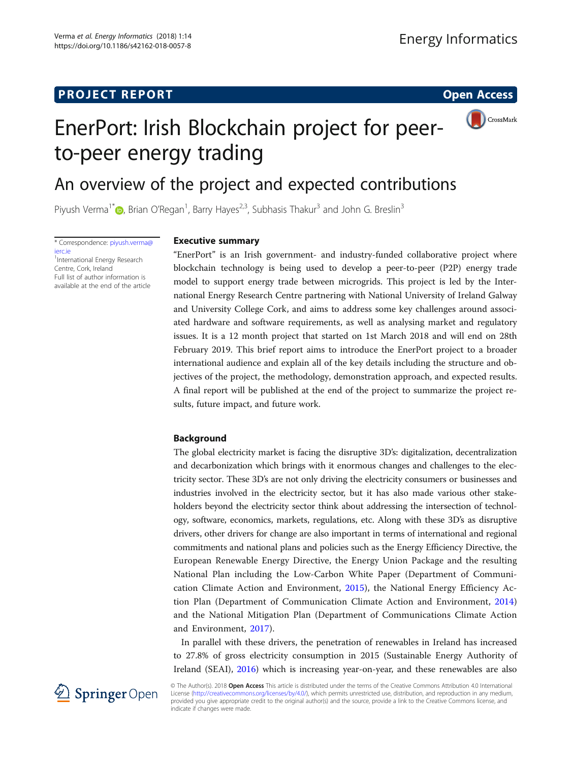PROJECT REPORT

Open Access

# EnerPort: Irish Blockchain project for peer-to-peer energy trading

## An overview of the project and expected contributions

Piyush Verma[1*], Brian O'Regan[1], Barry Hayes[2,3], Subhasis Thakur[3] and John G. Breslin[3]

\* Correspondence: piyush.verma@ierc.ie

[1]International Energy Research Centre, Cork, Ireland

Full list of author information is available at the end of the article

### Executive summary

"EnerPort" is an Irish government- and industry-funded collaborative project where blockchain technology is being used to develop a peer-to-peer (P2P) energy trade model to support energy trade between microgrids. This project is led by the International Energy Research Centre partnering with National University of Ireland Galway and University College Cork, and aims to address some key challenges around associated hardware and software requirements, as well as analysing market and regulatory issues. It is a 12 month project that started on 1st March 2018 and will end on 28th February 2019. This brief report aims to introduce the EnerPort project to a broader international audience and explain all of the key details including the structure and objectives of the project, the methodology, demonstration approach, and expected results. A final report will be published at the end of the project to summarize the project results, future impact, and future work.

### Background

The global electricity market is facing the disruptive 3D's: digitalization, decentralization and decarbonization which brings with it enormous changes and challenges to the electricity sector. These 3D's are not only driving the electricity consumers or businesses and industries involved in the electricity sector, but it has also made various other stakeholders beyond the electricity sector think about addressing the intersection of technology, software, economics, markets, regulations, etc. Along with these 3D's as disruptive drivers, other drivers for change are also important in terms of international and regional commitments and national plans and policies such as the Energy Efficiency Directive, the European Renewable Energy Directive, the Energy Union Package and the resulting National Plan including the Low-Carbon White Paper (Department of Communication Climate Action and Environment, 2015), the National Energy Efficiency Action Plan (Department of Communication Climate Action and Environment, 2014) and the National Mitigation Plan (Department of Communications Climate Action and Environment, 2017).

In parallel with these drivers, the penetration of renewables in Ireland has increased to 27.8% of gross electricity consumption in 2015 (Sustainable Energy Authority of Ireland (SEAI), 2016) which is increasing year-on-year, and these renewables are also

© The Author(s). 2018 **Open Access** This article is distributed under the terms of the Creative Commons Attribution 4.0 International License (http://creativecommons.org/licenses/by/4.0/), which permits unrestricted use, distribution, and reproduction in any medium, provided you give appropriate credit to the original author(s) and the source, provide a link to the Creative Commons license, and indicate if changes were made.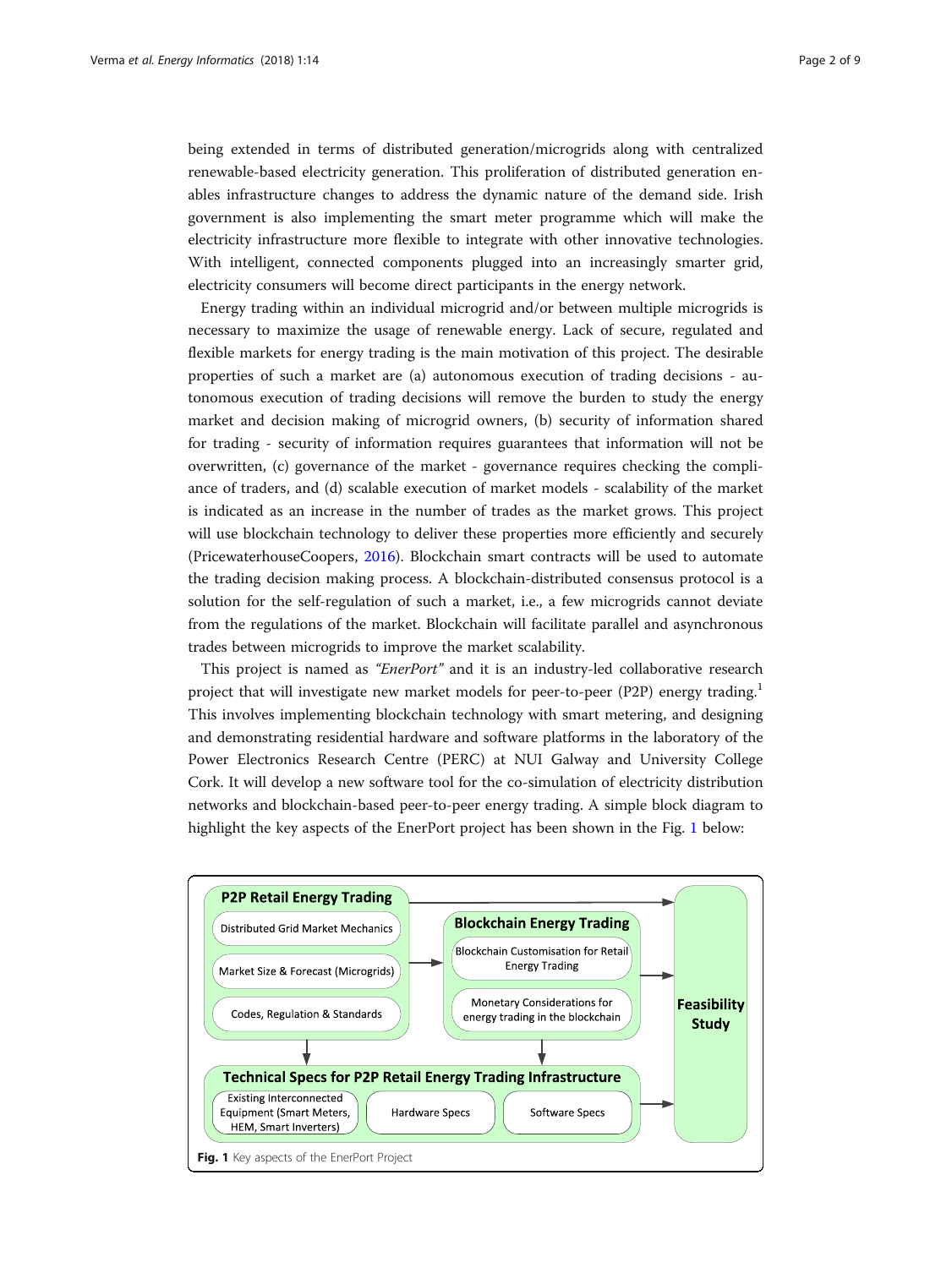being extended in terms of distributed generation/microgrids along with centralized renewable-based electricity generation. This proliferation of distributed generation enables infrastructure changes to address the dynamic nature of the demand side. Irish government is also implementing the smart meter programme which will make the electricity infrastructure more flexible to integrate with other innovative technologies. With intelligent, connected components plugged into an increasingly smarter grid, electricity consumers will become direct participants in the energy network.

Energy trading within an individual microgrid and/or between multiple microgrids is necessary to maximize the usage of renewable energy. Lack of secure, regulated and flexible markets for energy trading is the main motivation of this project. The desirable properties of such a market are (a) autonomous execution of trading decisions - autonomous execution of trading decisions will remove the burden to study the energy market and decision making of microgrid owners, (b) security of information shared for trading - security of information requires guarantees that information will not be overwritten, (c) governance of the market - governance requires checking the compliance of traders, and (d) scalable execution of market models - scalability of the market is indicated as an increase in the number of trades as the market grows. This project will use blockchain technology to deliver these properties more efficiently and securely (PricewaterhouseCoopers, 2016). Blockchain smart contracts will be used to automate the trading decision making process. A blockchain-distributed consensus protocol is a solution for the self-regulation of such a market, i.e., a few microgrids cannot deviate from the regulations of the market. Blockchain will facilitate parallel and asynchronous trades between microgrids to improve the market scalability.

This project is named as *"EnerPort"* and it is an industry-led collaborative research project that will investigate new market models for peer-to-peer (P2P) energy trading.[1] This involves implementing blockchain technology with smart metering, and designing and demonstrating residential hardware and software platforms in the laboratory of the Power Electronics Research Centre (PERC) at NUI Galway and University College Cork. It will develop a new software tool for the co-simulation of electricity distribution networks and blockchain-based peer-to-peer energy trading. A simple block diagram to highlight the key aspects of the EnerPort project has been shown in the Fig. 1 below:

P2P Retail Energy Trading
Distributed Grid Market Mechanics
Market Size & Forecast (Microgrids)
Codes, Regulation & Standards

Blockchain Energy Trading
Blockchain Customisation for Retail Energy Trading
Monetary Considerations for energy trading in the blockchain

Technical Specs for P2P Retail Energy Trading Infrastructure
Existing Interconnected Equipment (Smart Meters, HEM, Smart Inverters)
Hardware Specs
Software Specs

Feasibility Study

**Fig. 1** Key aspects of the EnerPort Project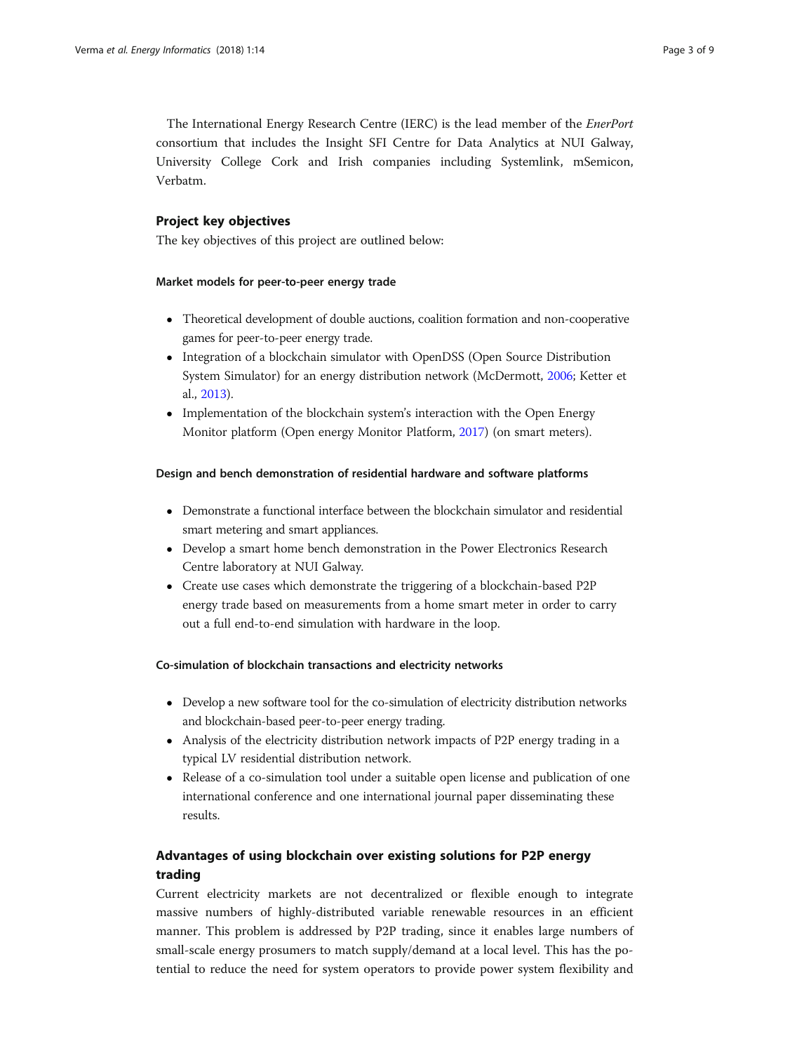The International Energy Research Centre (IERC) is the lead member of the *EnerPort* consortium that includes the Insight SFI Centre for Data Analytics at NUI Galway, University College Cork and Irish companies including Systemlink, mSemicon, Verbatm.

## Project key objectives

The key objectives of this project are outlined below:

#### Market models for peer-to-peer energy trade

- Theoretical development of double auctions, coalition formation and non-cooperative games for peer-to-peer energy trade.
- Integration of a blockchain simulator with OpenDSS (Open Source Distribution System Simulator) for an energy distribution network (McDermott, 2006; Ketter et al., 2013).
- Implementation of the blockchain system's interaction with the Open Energy Monitor platform (Open energy Monitor Platform, 2017) (on smart meters).

#### Design and bench demonstration of residential hardware and software platforms

- Demonstrate a functional interface between the blockchain simulator and residential smart metering and smart appliances.
- Develop a smart home bench demonstration in the Power Electronics Research Centre laboratory at NUI Galway.
- Create use cases which demonstrate the triggering of a blockchain-based P2P energy trade based on measurements from a home smart meter in order to carry out a full end-to-end simulation with hardware in the loop.

#### Co-simulation of blockchain transactions and electricity networks

- Develop a new software tool for the co-simulation of electricity distribution networks and blockchain-based peer-to-peer energy trading.
- Analysis of the electricity distribution network impacts of P2P energy trading in a typical LV residential distribution network.
- Release of a co-simulation tool under a suitable open license and publication of one international conference and one international journal paper disseminating these results.

## Advantages of using blockchain over existing solutions for P2P energy trading

Current electricity markets are not decentralized or flexible enough to integrate massive numbers of highly-distributed variable renewable resources in an efficient manner. This problem is addressed by P2P trading, since it enables large numbers of small-scale energy prosumers to match supply/demand at a local level. This has the potential to reduce the need for system operators to provide power system flexibility and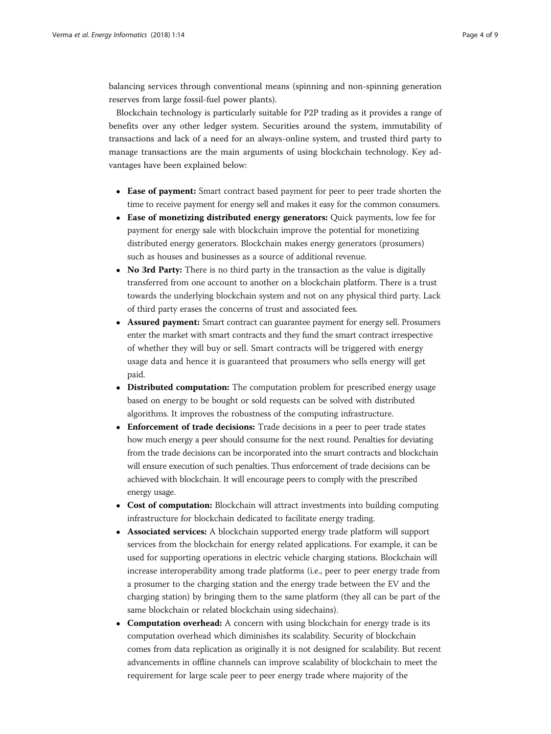balancing services through conventional means (spinning and non-spinning generation reserves from large fossil-fuel power plants).

Blockchain technology is particularly suitable for P2P trading as it provides a range of benefits over any other ledger system. Securities around the system, immutability of transactions and lack of a need for an always-online system, and trusted third party to manage transactions are the main arguments of using blockchain technology. Key advantages have been explained below:

- **Ease of payment:** Smart contract based payment for peer to peer trade shorten the time to receive payment for energy sell and makes it easy for the common consumers.
- **Ease of monetizing distributed energy generators:** Quick payments, low fee for payment for energy sale with blockchain improve the potential for monetizing distributed energy generators. Blockchain makes energy generators (prosumers) such as houses and businesses as a source of additional revenue.
- **No 3rd Party:** There is no third party in the transaction as the value is digitally transferred from one account to another on a blockchain platform. There is a trust towards the underlying blockchain system and not on any physical third party. Lack of third party erases the concerns of trust and associated fees.
- **Assured payment:** Smart contract can guarantee payment for energy sell. Prosumers enter the market with smart contracts and they fund the smart contract irrespective of whether they will buy or sell. Smart contracts will be triggered with energy usage data and hence it is guaranteed that prosumers who sells energy will get paid.
- **Distributed computation:** The computation problem for prescribed energy usage based on energy to be bought or sold requests can be solved with distributed algorithms. It improves the robustness of the computing infrastructure.
- **Enforcement of trade decisions:** Trade decisions in a peer to peer trade states how much energy a peer should consume for the next round. Penalties for deviating from the trade decisions can be incorporated into the smart contracts and blockchain will ensure execution of such penalties. Thus enforcement of trade decisions can be achieved with blockchain. It will encourage peers to comply with the prescribed energy usage.
- **Cost of computation:** Blockchain will attract investments into building computing infrastructure for blockchain dedicated to facilitate energy trading.
- **Associated services:** A blockchain supported energy trade platform will support services from the blockchain for energy related applications. For example, it can be used for supporting operations in electric vehicle charging stations. Blockchain will increase interoperability among trade platforms (i.e., peer to peer energy trade from a prosumer to the charging station and the energy trade between the EV and the charging station) by bringing them to the same platform (they all can be part of the same blockchain or related blockchain using sidechains).
- **Computation overhead:** A concern with using blockchain for energy trade is its computation overhead which diminishes its scalability. Security of blockchain comes from data replication as originally it is not designed for scalability. But recent advancements in offline channels can improve scalability of blockchain to meet the requirement for large scale peer to peer energy trade where majority of the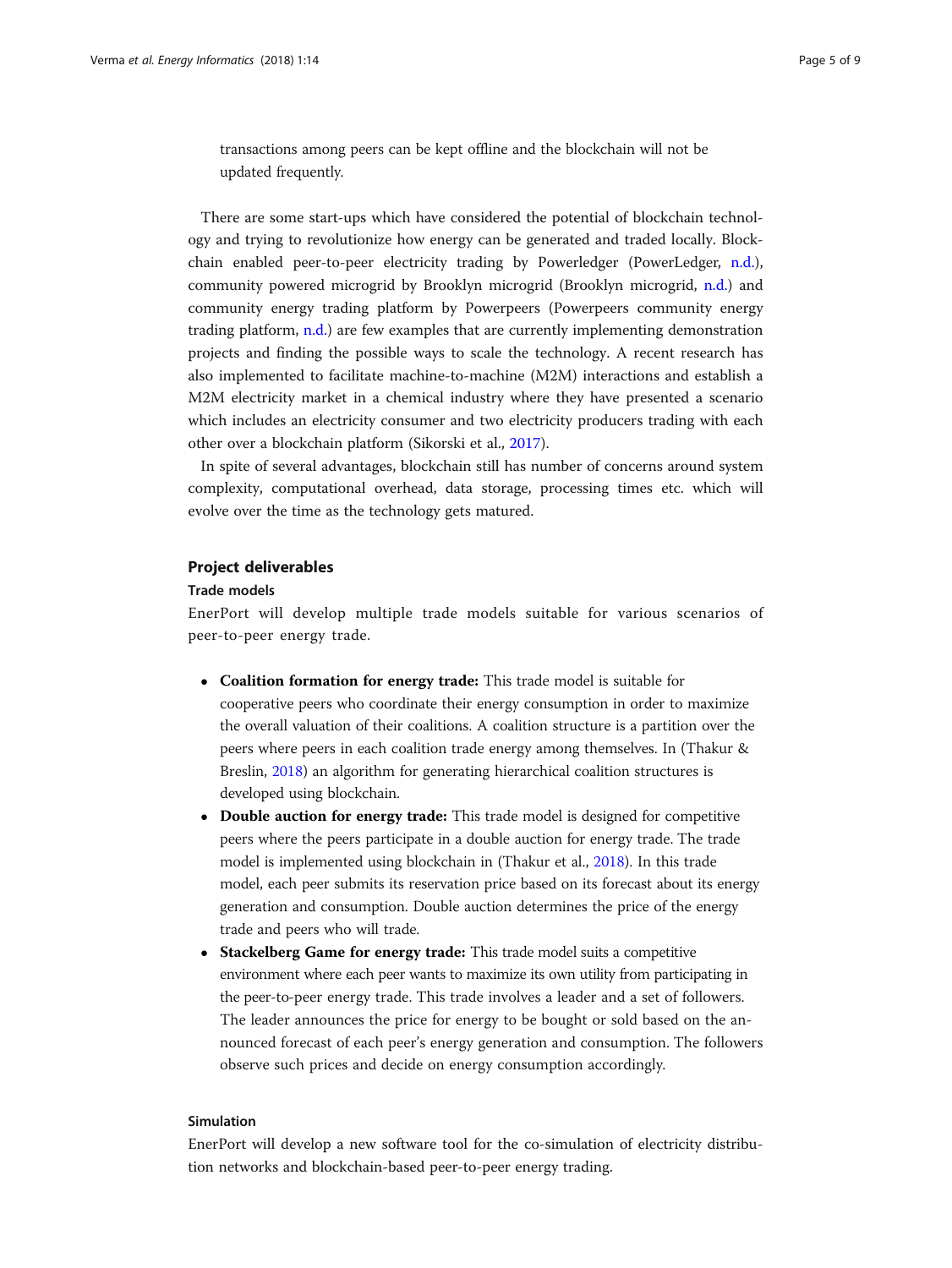transactions among peers can be kept offline and the blockchain will not be updated frequently.

There are some start-ups which have considered the potential of blockchain technology and trying to revolutionize how energy can be generated and traded locally. Blockchain enabled peer-to-peer electricity trading by Powerledger (PowerLedger, n.d.), community powered microgrid by Brooklyn microgrid (Brooklyn microgrid, n.d.) and community energy trading platform by Powerpeers (Powerpeers community energy trading platform, n.d.) are few examples that are currently implementing demonstration projects and finding the possible ways to scale the technology. A recent research has also implemented to facilitate machine-to-machine (M2M) interactions and establish a M2M electricity market in a chemical industry where they have presented a scenario which includes an electricity consumer and two electricity producers trading with each other over a blockchain platform (Sikorski et al., 2017).

In spite of several advantages, blockchain still has number of concerns around system complexity, computational overhead, data storage, processing times etc. which will evolve over the time as the technology gets matured.

## Project deliverables

### Trade models

EnerPort will develop multiple trade models suitable for various scenarios of peer-to-peer energy trade.

- **Coalition formation for energy trade:** This trade model is suitable for cooperative peers who coordinate their energy consumption in order to maximize the overall valuation of their coalitions. A coalition structure is a partition over the peers where peers in each coalition trade energy among themselves. In (Thakur & Breslin, 2018) an algorithm for generating hierarchical coalition structures is developed using blockchain.
- **Double auction for energy trade:** This trade model is designed for competitive peers where the peers participate in a double auction for energy trade. The trade model is implemented using blockchain in (Thakur et al., 2018). In this trade model, each peer submits its reservation price based on its forecast about its energy generation and consumption. Double auction determines the price of the energy trade and peers who will trade.
- **Stackelberg Game for energy trade:** This trade model suits a competitive environment where each peer wants to maximize its own utility from participating in the peer-to-peer energy trade. This trade involves a leader and a set of followers. The leader announces the price for energy to be bought or sold based on the announced forecast of each peer's energy generation and consumption. The followers observe such prices and decide on energy consumption accordingly.

### Simulation

EnerPort will develop a new software tool for the co-simulation of electricity distribution networks and blockchain-based peer-to-peer energy trading.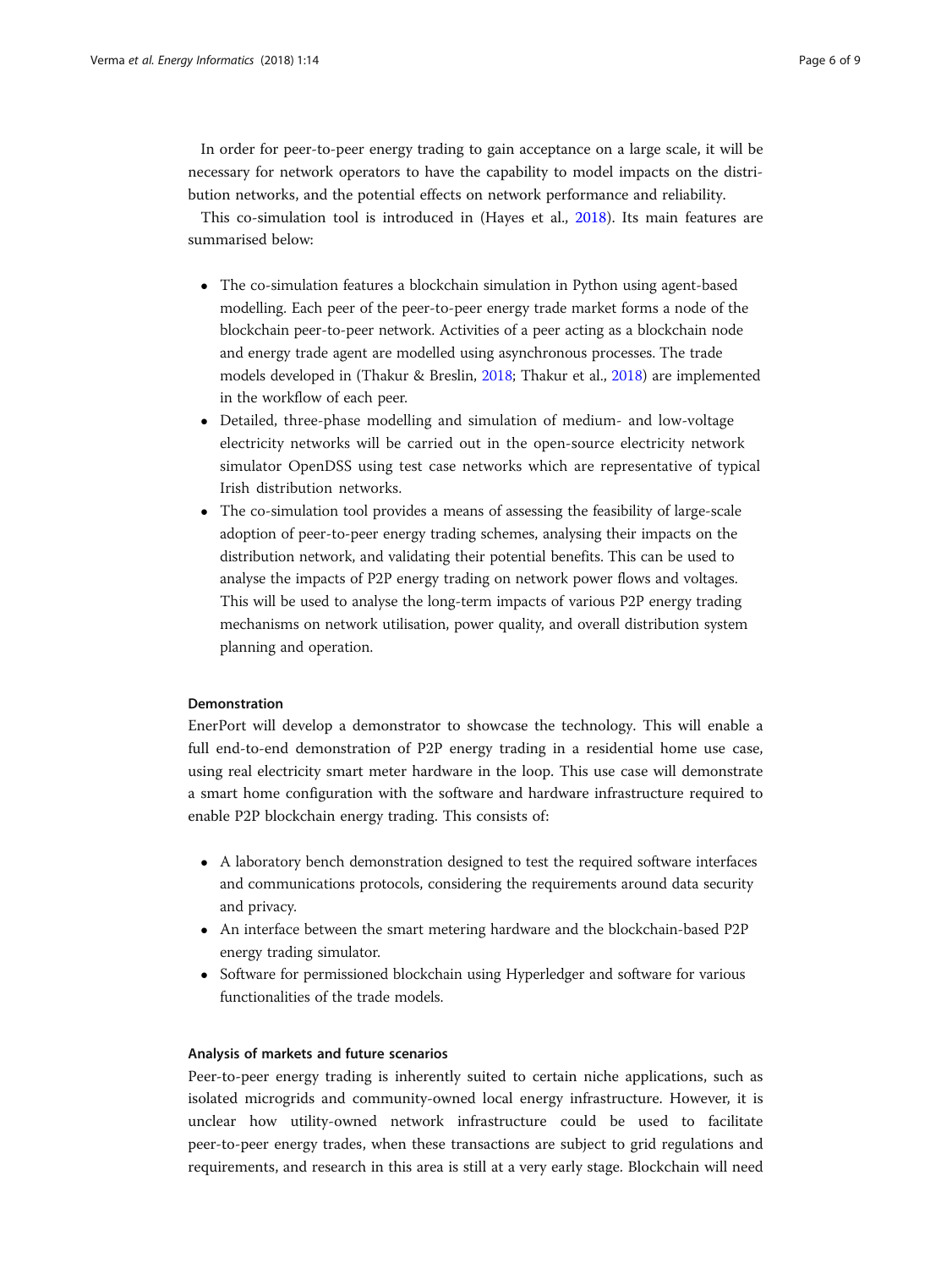In order for peer-to-peer energy trading to gain acceptance on a large scale, it will be necessary for network operators to have the capability to model impacts on the distribution networks, and the potential effects on network performance and reliability.

This co-simulation tool is introduced in (Hayes et al., 2018). Its main features are summarised below:

- The co-simulation features a blockchain simulation in Python using agent-based modelling. Each peer of the peer-to-peer energy trade market forms a node of the blockchain peer-to-peer network. Activities of a peer acting as a blockchain node and energy trade agent are modelled using asynchronous processes. The trade models developed in (Thakur & Breslin, 2018; Thakur et al., 2018) are implemented in the workflow of each peer.
- Detailed, three-phase modelling and simulation of medium- and low-voltage electricity networks will be carried out in the open-source electricity network simulator OpenDSS using test case networks which are representative of typical Irish distribution networks.
- The co-simulation tool provides a means of assessing the feasibility of large-scale adoption of peer-to-peer energy trading schemes, analysing their impacts on the distribution network, and validating their potential benefits. This can be used to analyse the impacts of P2P energy trading on network power flows and voltages. This will be used to analyse the long-term impacts of various P2P energy trading mechanisms on network utilisation, power quality, and overall distribution system planning and operation.

#### Demonstration

EnerPort will develop a demonstrator to showcase the technology. This will enable a full end-to-end demonstration of P2P energy trading in a residential home use case, using real electricity smart meter hardware in the loop. This use case will demonstrate a smart home configuration with the software and hardware infrastructure required to enable P2P blockchain energy trading. This consists of:

- A laboratory bench demonstration designed to test the required software interfaces and communications protocols, considering the requirements around data security and privacy.
- An interface between the smart metering hardware and the blockchain-based P2P energy trading simulator.
- Software for permissioned blockchain using Hyperledger and software for various functionalities of the trade models.

#### Analysis of markets and future scenarios

Peer-to-peer energy trading is inherently suited to certain niche applications, such as isolated microgrids and community-owned local energy infrastructure. However, it is unclear how utility-owned network infrastructure could be used to facilitate peer-to-peer energy trades, when these transactions are subject to grid regulations and requirements, and research in this area is still at a very early stage. Blockchain will need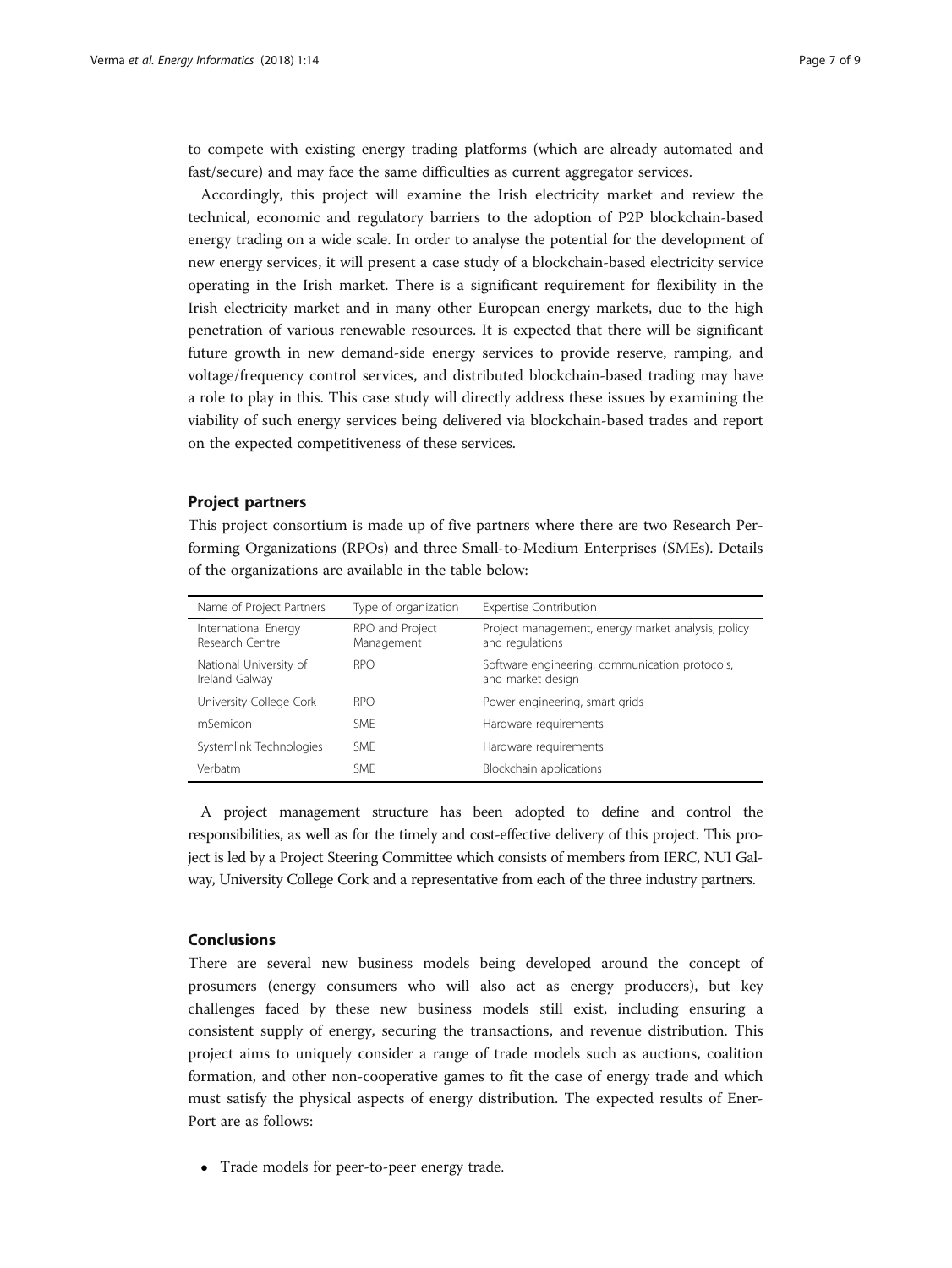to compete with existing energy trading platforms (which are already automated and fast/secure) and may face the same difficulties as current aggregator services.

Accordingly, this project will examine the Irish electricity market and review the technical, economic and regulatory barriers to the adoption of P2P blockchain-based energy trading on a wide scale. In order to analyse the potential for the development of new energy services, it will present a case study of a blockchain-based electricity service operating in the Irish market. There is a significant requirement for flexibility in the Irish electricity market and in many other European energy markets, due to the high penetration of various renewable resources. It is expected that there will be significant future growth in new demand-side energy services to provide reserve, ramping, and voltage/frequency control services, and distributed blockchain-based trading may have a role to play in this. This case study will directly address these issues by examining the viability of such energy services being delivered via blockchain-based trades and report on the expected competitiveness of these services.

## Project partners

This project consortium is made up of five partners where there are two Research Performing Organizations (RPOs) and three Small-to-Medium Enterprises (SMEs). Details of the organizations are available in the table below:

| Name of Project Partners | Type of organization | Expertise Contribution |
| --- | --- | --- |
| International Energy Research Centre | RPO and Project Management | Project management, energy market analysis, policy and regulations |
| National University of Ireland Galway | RPO | Software engineering, communication protocols, and market design |
| University College Cork | RPO | Power engineering, smart grids |
| mSemicon | SME | Hardware requirements |
| Systemlink Technologies | SME | Hardware requirements |
| Verbatm | SME | Blockchain applications |

A project management structure has been adopted to define and control the responsibilities, as well as for the timely and cost-effective delivery of this project. This project is led by a Project Steering Committee which consists of members from IERC, NUI Galway, University College Cork and a representative from each of the three industry partners.

## Conclusions

There are several new business models being developed around the concept of prosumers (energy consumers who will also act as energy producers), but key challenges faced by these new business models still exist, including ensuring a consistent supply of energy, securing the transactions, and revenue distribution. This project aims to uniquely consider a range of trade models such as auctions, coalition formation, and other non-cooperative games to fit the case of energy trade and which must satisfy the physical aspects of energy distribution. The expected results of Ener-Port are as follows:

- Trade models for peer-to-peer energy trade.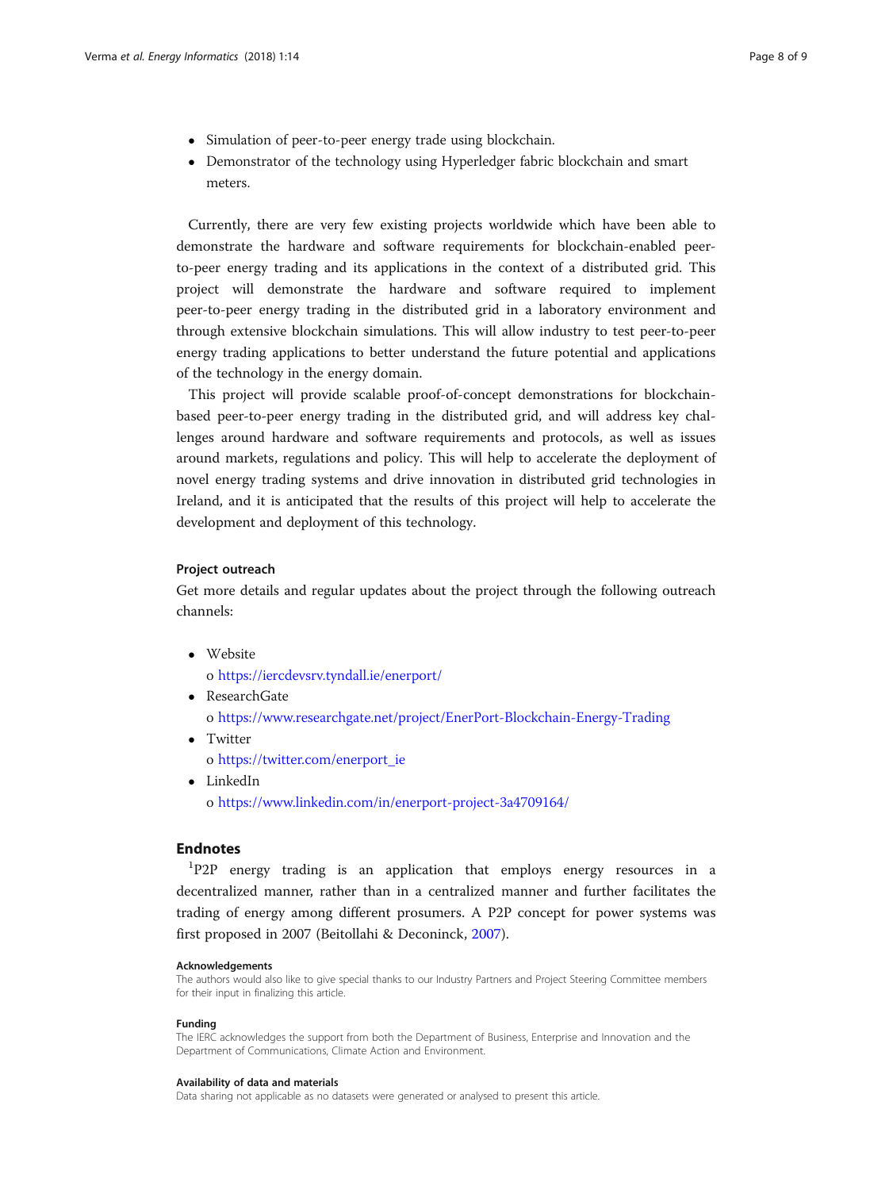- Simulation of peer-to-peer energy trade using blockchain.
- Demonstrator of the technology using Hyperledger fabric blockchain and smart meters.

Currently, there are very few existing projects worldwide which have been able to demonstrate the hardware and software requirements for blockchain-enabled peer-to-peer energy trading and its applications in the context of a distributed grid. This project will demonstrate the hardware and software required to implement peer-to-peer energy trading in the distributed grid in a laboratory environment and through extensive blockchain simulations. This will allow industry to test peer-to-peer energy trading applications to better understand the future potential and applications of the technology in the energy domain.

This project will provide scalable proof-of-concept demonstrations for blockchain-based peer-to-peer energy trading in the distributed grid, and will address key challenges around hardware and software requirements and protocols, as well as issues around markets, regulations and policy. This will help to accelerate the deployment of novel energy trading systems and drive innovation in distributed grid technologies in Ireland, and it is anticipated that the results of this project will help to accelerate the development and deployment of this technology.

### Project outreach

Get more details and regular updates about the project through the following outreach channels:

- Website
  - o https://iercdevsrv.tyndall.ie/enerport/
- ResearchGate
  - o https://www.researchgate.net/project/EnerPort-Blockchain-Energy-Trading
- Twitter
  - o https://twitter.com/enerport_ie
- LinkedIn
  - o https://www.linkedin.com/in/enerport-project-3a4709164/

## Endnotes

[1]P2P energy trading is an application that employs energy resources in a decentralized manner, rather than in a centralized manner and further facilitates the trading of energy among different prosumers. A P2P concept for power systems was first proposed in 2007 (Beitollahi & Deconinck, 2007).

#### Acknowledgements

The authors would also like to give special thanks to our Industry Partners and Project Steering Committee members for their input in finalizing this article.

#### Funding

The IERC acknowledges the support from both the Department of Business, Enterprise and Innovation and the Department of Communications, Climate Action and Environment.

#### Availability of data and materials

Data sharing not applicable as no datasets were generated or analysed to present this article.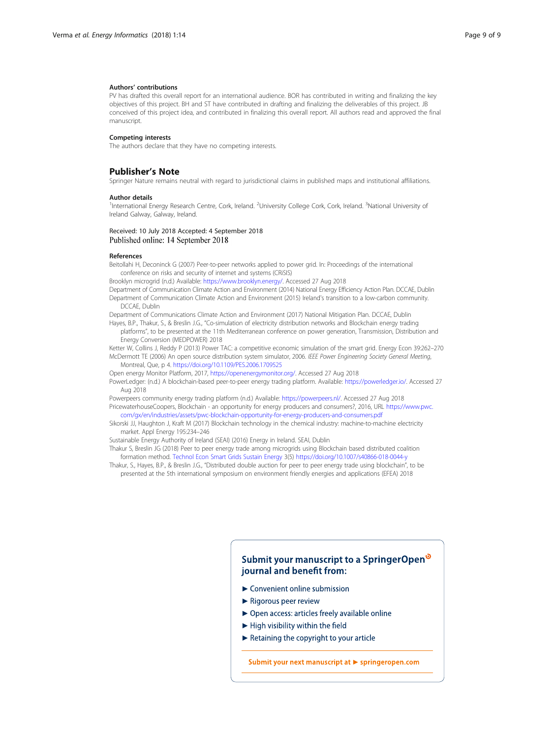#### Authors' contributions

PV has drafted this overall report for an international audience. BOR has contributed in writing and finalizing the key objectives of this project. BH and ST have contributed in drafting and finalizing the deliverables of this project. JB conceived of this project idea, and contributed in finalizing this overall report. All authors read and approved the final manuscript.

#### Competing interests

The authors declare that they have no competing interests.

### Publisher's Note

Springer Nature remains neutral with regard to jurisdictional claims in published maps and institutional affiliations.

#### Author details

[1]International Energy Research Centre, Cork, Ireland. [2]University College Cork, Cork, Ireland. [3]National University of Ireland Galway, Galway, Ireland.

Received: 10 July 2018 Accepted: 4 September 2018
Published online: 14 September 2018

#### References

Beitollahi H, Deconinck G (2007) Peer-to-peer networks applied to power grid. In: Proceedings of the international conference on risks and security of internet and systems (CRiSIS)

Brooklyn microgrid (n.d.) Available: https://www.brooklyn.energy/. Accessed 27 Aug 2018

Department of Communication Climate Action and Environment (2014) National Energy Efficiency Action Plan. DCCAE, Dublin

Department of Communication Climate Action and Environment (2015) Ireland's transition to a low-carbon community. DCCAE, Dublin

Department of Communications Climate Action and Environment (2017) National Mitigation Plan. DCCAE, Dublin

Hayes, B.P., Thakur, S., & Breslin J.G., "Co-simulation of electricity distribution networks and Blockchain energy trading platforms", to be presented at the 11th Mediterranean conference on power generation, Transmission, Distribution and Energy Conversion (MEDPOWER) 2018

Ketter W, Collins J, Reddy P (2013) Power TAC: a competitive economic simulation of the smart grid. Energy Econ 39:262–270

McDermott TE (2006) An open source distribution system simulator, 2006. *IEEE Power Engineering Society General Meeting*, Montreal, Que, p 4. https://doi.org/10.1109/PES.2006.1709525

Open energy Monitor Platform, 2017, https://openenergymonitor.org/. Accessed 27 Aug 2018

PowerLedger: (n.d.) A blockchain-based peer-to-peer energy trading platform. Available: https://powerledger.io/. Accessed 27 Aug 2018

Powerpeers community energy trading platform (n.d.) Available: https://powerpeers.nl/. Accessed 27 Aug 2018

PricewaterhouseCoopers, Blockchain - an opportunity for energy producers and consumers?, 2016, URL https://www.pwc.com/gx/en/industries/assets/pwc-blockchain-opportunity-for-energy-producers-and-consumers.pdf

Sikorski JJ, Haughton J, Kraft M (2017) Blockchain technology in the chemical industry: machine-to-machine electricity market. Appl Energy 195:234–246

Sustainable Energy Authority of Ireland (SEAI) (2016) Energy in Ireland. SEAI, Dublin

Thakur S, Breslin JG (2018) Peer to peer energy trade among microgrids using Blockchain based distributed coalition formation method. Technol Econ Smart Grids Sustain Energy 3(5) https://doi.org/10.1007/s40866-018-0044-y

Thakur, S., Hayes, B.P., & Breslin J.G., "Distributed double auction for peer to peer energy trade using blockchain", to be presented at the 5th international symposium on environment friendly energies and applications (EFEA) 2018

**Submit your manuscript to a SpringerOpen journal and benefit from:**

- ► Convenient online submission
- ► Rigorous peer review
- ► Open access: articles freely available online
- ► High visibility within the field
- ► Retaining the copyright to your article

**Submit your next manuscript at ► springeropen.com**